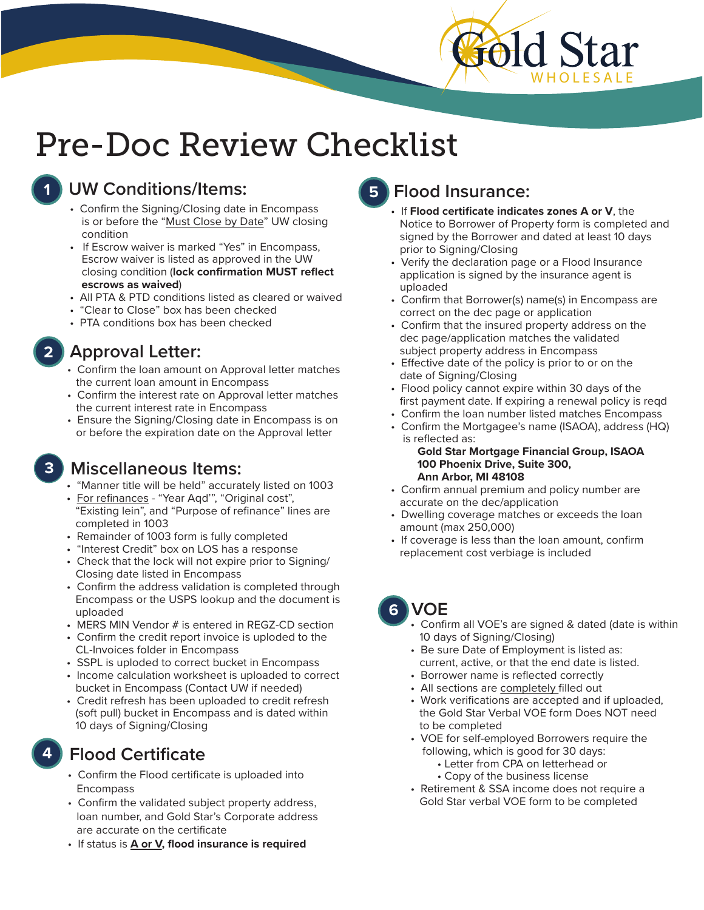Gold Star WHOLESALE

# Pre-Doc Review Checklist

## 1 UW Conditions/Items:

- Confirm the Signing/Closing date in Encompass is or before the "Must Close by Date" UW closing condition
- If Escrow waiver is marked "Yes" in Encompass, Escrow waiver is listed as approved in the UW closing condition (**lock confirmation MUST reflect escrows as waived**)
- All PTA & PTD conditions listed as cleared or waived
- "Clear to Close" box has been checked
- PTA conditions box has been checked

## 2 Approval Letter:

- Confirm the loan amount on Approval letter matches the current loan amount in Encompass
- Confirm the interest rate on Approval letter matches the current interest rate in Encompass
- Ensure the Signing/Closing date in Encompass is on or before the expiration date on the Approval letter

## 3 Miscellaneous Items:

- "Manner title will be held" accurately listed on 1003
- For refinances - "Year Aqd'", "Original cost", "Existing lein", and "Purpose of refinance" lines are completed in 1003
- Remainder of 1003 form is fully completed
- "Interest Credit" box on LOS has a response
- Check that the lock will not expire prior to Signing/Closing date listed in Encompass
- Confirm the address validation is completed through Encompass or the USPS lookup and the document is uploaded
- MERS MIN Vendor # is entered in REGZ-CD section
- Confirm the credit report invoice is uploded to the CL-Invoices folder in Encompass
- SSPL is uploded to correct bucket in Encompass
- Income calculation worksheet is uploaded to correct bucket in Encompass (Contact UW if needed)
- Credit refresh has been uploaded to credit refresh (soft pull) bucket in Encompass and is dated within 10 days of Signing/Closing

## 4 Flood Certificate

- Confirm the Flood certificate is uploaded into Encompass
- Confirm the validated subject property address, loan number, and Gold Star's Corporate address are accurate on the certificate
- If status is **A or V, flood insurance is required**

## 5 Flood Insurance:

- If **Flood certificate indicates zones A or V**, the Notice to Borrower of Property form is completed and signed by the Borrower and dated at least 10 days prior to Signing/Closing
- Verify the declaration page or a Flood Insurance application is signed by the insurance agent is uploaded
- Confirm that Borrower(s) name(s) in Encompass are correct on the dec page or application
- Confirm that the insured property address on the dec page/application matches the validated subject property address in Encompass
- Effective date of the policy is prior to or on the date of Signing/Closing
- Flood policy cannot expire within 30 days of the first payment date. If expiring a renewal policy is reqd
- Confirm the loan number listed matches Encompass
- Confirm the Mortgagee's name (ISAOA), address (HQ) is reflected as:

  **Gold Star Mortgage Financial Group, ISAOA**
  **100 Phoenix Drive, Suite 300,**
  **Ann Arbor, MI 48108**
- Confirm annual premium and policy number are accurate on the dec/application
- Dwelling coverage matches or exceeds the loan amount (max 250,000)
- If coverage is less than the loan amount, confirm replacement cost verbiage is included

## 6 VOE

- Confirm all VOE's are signed & dated (date is within 10 days of Signing/Closing)
- Be sure Date of Employment is listed as: current, active, or that the end date is listed.
- Borrower name is reflected correctly
- All sections are completely filled out
- Work verifications are accepted and if uploaded, the Gold Star Verbal VOE form Does NOT need to be completed
- VOE for self-employed Borrowers require the following, which is good for 30 days:
  - Letter from CPA on letterhead or
  - Copy of the business license
- Retirement & SSA income does not require a Gold Star verbal VOE form to be completed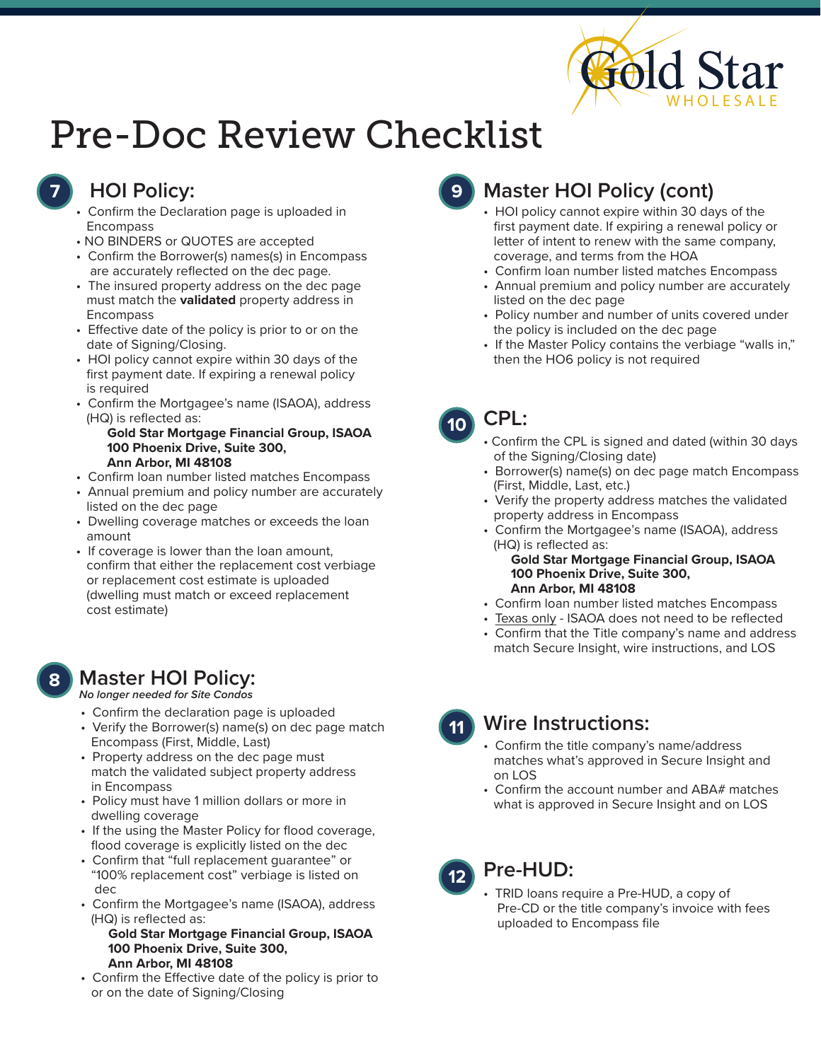# Pre-Doc Review Checklist

## 7 HOI Policy:

- Confirm the Declaration page is uploaded in Encompass
- NO BINDERS or QUOTES are accepted
- Confirm the Borrower(s) names(s) in Encompass are accurately reflected on the dec page.
- The insured property address on the dec page must match the **validated** property address in Encompass
- Effective date of the policy is prior to or on the date of Signing/Closing.
- HOI policy cannot expire within 30 days of the first payment date. If expiring a renewal policy is required
- Confirm the Mortgagee's name (ISAOA), address (HQ) is reflected as:

  **Gold Star Mortgage Financial Group, ISAOA**
  **100 Phoenix Drive, Suite 300,**
  **Ann Arbor, MI 48108**
- Confirm loan number listed matches Encompass
- Annual premium and policy number are accurately listed on the dec page
- Dwelling coverage matches or exceeds the loan amount
- If coverage is lower than the loan amount, confirm that either the replacement cost verbiage or replacement cost estimate is uploaded (dwelling must match or exceed replacement cost estimate)

## 8 Master HOI Policy:

*No longer needed for Site Condos*

- Confirm the declaration page is uploaded
- Verify the Borrower(s) name(s) on dec page match Encompass (First, Middle, Last)
- Property address on the dec page must match the validated subject property address in Encompass
- Policy must have 1 million dollars or more in dwelling coverage
- If the using the Master Policy for flood coverage, flood coverage is explicitly listed on the dec
- Confirm that "full replacement guarantee" or "100% replacement cost" verbiage is listed on dec
- Confirm the Mortgagee's name (ISAOA), address (HQ) is reflected as:

  **Gold Star Mortgage Financial Group, ISAOA**
  **100 Phoenix Drive, Suite 300,**
  **Ann Arbor, MI 48108**
- Confirm the Effective date of the policy is prior to or on the date of Signing/Closing

## 9 Master HOI Policy (cont)

- HOI policy cannot expire within 30 days of the first payment date. If expiring a renewal policy or letter of intent to renew with the same company, coverage, and terms from the HOA
- Confirm loan number listed matches Encompass
- Annual premium and policy number are accurately listed on the dec page
- Policy number and number of units covered under the policy is included on the dec page
- If the Master Policy contains the verbiage "walls in," then the HO6 policy is not required

## 10 CPL:

- Confirm the CPL is signed and dated (within 30 days of the Signing/Closing date)
- Borrower(s) name(s) on dec page match Encompass (First, Middle, Last, etc.)
- Verify the property address matches the validated property address in Encompass
- Confirm the Mortgagee's name (ISAOA), address (HQ) is reflected as:

  **Gold Star Mortgage Financial Group, ISAOA**
  **100 Phoenix Drive, Suite 300,**
  **Ann Arbor, MI 48108**
- Confirm loan number listed matches Encompass
- Texas only - ISAOA does not need to be reflected
- Confirm that the Title company's name and address match Secure Insight, wire instructions, and LOS

## 11 Wire Instructions:

- Confirm the title company's name/address matches what's approved in Secure Insight and on LOS
- Confirm the account number and ABA# matches what is approved in Secure Insight and on LOS

## 12 Pre-HUD:

- TRID loans require a Pre-HUD, a copy of Pre-CD or the title company's invoice with fees uploaded to Encompass file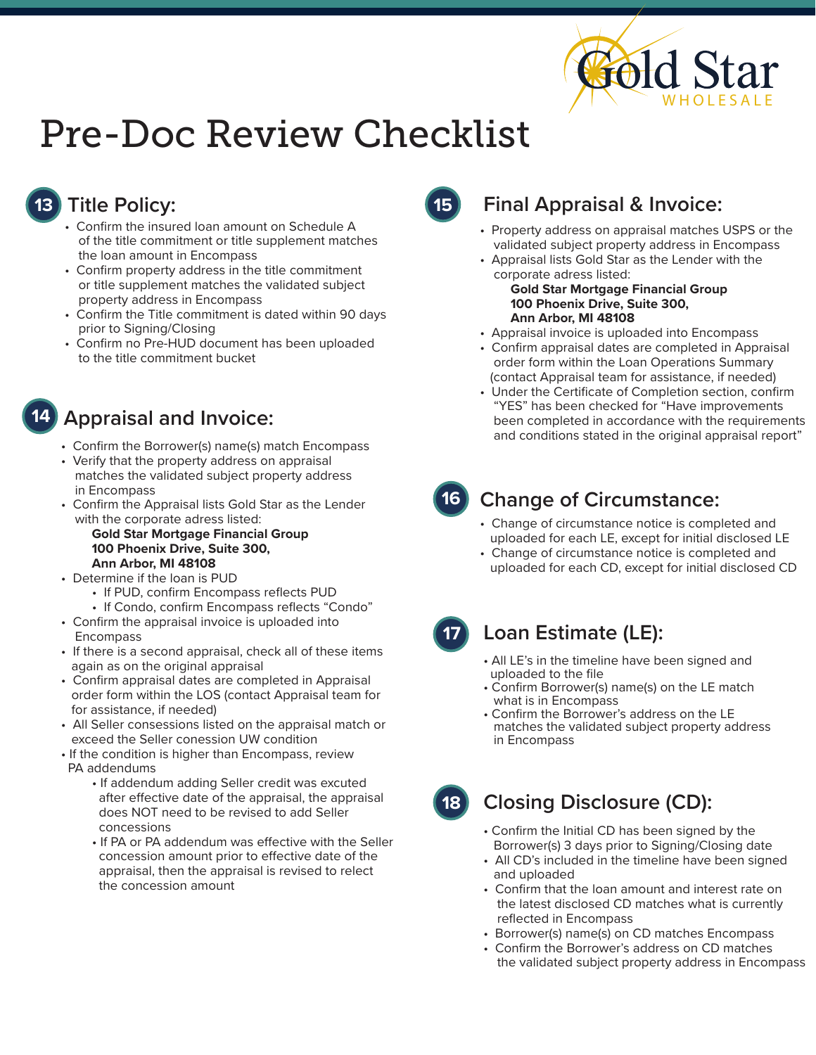Gold Star WHOLESALE

# Pre-Doc Review Checklist

## 13 Title Policy:

- Confirm the insured loan amount on Schedule A of the title commitment or title supplement matches the loan amount in Encompass
- Confirm property address in the title commitment or title supplement matches the validated subject property address in Encompass
- Confirm the Title commitment is dated within 90 days prior to Signing/Closing
- Confirm no Pre-HUD document has been uploaded to the title commitment bucket

## 14 Appraisal and Invoice:

- Confirm the Borrower(s) name(s) match Encompass
- Verify that the property address on appraisal matches the validated subject property address in Encompass
- Confirm the Appraisal lists Gold Star as the Lender with the corporate adress listed:
  **Gold Star Mortgage Financial Group**
  **100 Phoenix Drive, Suite 300,**
  **Ann Arbor, MI 48108**
- Determine if the loan is PUD
  - If PUD, confirm Encompass reflects PUD
  - If Condo, confirm Encompass reflects "Condo"
- Confirm the appraisal invoice is uploaded into Encompass
- If there is a second appraisal, check all of these items again as on the original appraisal
- Confirm appraisal dates are completed in Appraisal order form within the LOS (contact Appraisal team for for assistance, if needed)
- All Seller consessions listed on the appraisal match or exceed the Seller conession UW condition
- If the condition is higher than Encompass, review PA addendums
  - If addendum adding Seller credit was excuted after effective date of the appraisal, the appraisal does NOT need to be revised to add Seller concessions
  - If PA or PA addendum was effective with the Seller concession amount prior to effective date of the appraisal, then the appraisal is revised to relect the concession amount

## 15 Final Appraisal & Invoice:

- Property address on appraisal matches USPS or the validated subject property address in Encompass
- Appraisal lists Gold Star as the Lender with the corporate adress listed:
  **Gold Star Mortgage Financial Group**
  **100 Phoenix Drive, Suite 300,**
  **Ann Arbor, MI 48108**
- Appraisal invoice is uploaded into Encompass
- Confirm appraisal dates are completed in Appraisal order form within the Loan Operations Summary (contact Appraisal team for assistance, if needed)
- Under the Certificate of Completion section, confirm "YES" has been checked for "Have improvements been completed in accordance with the requirements and conditions stated in the original appraisal report"

## 16 Change of Circumstance:

- Change of circumstance notice is completed and uploaded for each LE, except for initial disclosed LE
- Change of circumstance notice is completed and uploaded for each CD, except for initial disclosed CD

## 17 Loan Estimate (LE):

- All LE's in the timeline have been signed and uploaded to the file
- Confirm Borrower(s) name(s) on the LE match what is in Encompass
- Confirm the Borrower's address on the LE matches the validated subject property address in Encompass

## 18 Closing Disclosure (CD):

- Confirm the Initial CD has been signed by the Borrower(s) 3 days prior to Signing/Closing date
- All CD's included in the timeline have been signed and uploaded
- Confirm that the loan amount and interest rate on the latest disclosed CD matches what is currently reflected in Encompass
- Borrower(s) name(s) on CD matches Encompass
- Confirm the Borrower's address on CD matches the validated subject property address in Encompass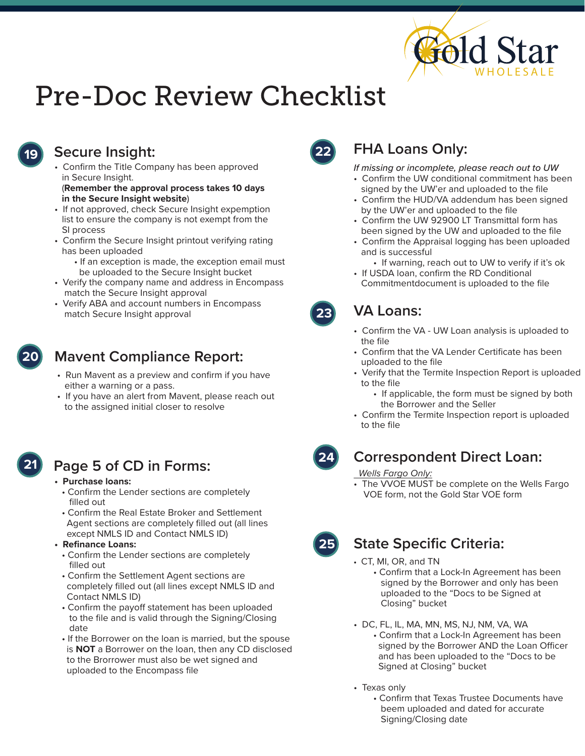# Pre-Doc Review Checklist

## 19 Secure Insight:

- Confirm the Title Company has been approved in Secure Insight. (**Remember the approval process takes 10 days in the Secure Insight website**)
- If not approved, check Secure Insight expemption list to ensure the company is not exempt from the SI process
- Confirm the Secure Insight printout verifying rating has been uploaded
  - If an exception is made, the exception email must be uploaded to the Secure Insight bucket
- Verify the company name and address in Encompass match the Secure Insight approval
- Verify ABA and account numbers in Encompass match Secure Insight approval

## 20 Mavent Compliance Report:

- Run Mavent as a preview and confirm if you have either a warning or a pass.
- If you have an alert from Mavent, please reach out to the assigned initial closer to resolve

## 21 Page 5 of CD in Forms:

- **Purchase loans:**
  - Confirm the Lender sections are completely filled out
  - Confirm the Real Estate Broker and Settlement Agent sections are completely filled out (all lines except NMLS ID and Contact NMLS ID)
- **Refinance Loans:**
  - Confirm the Lender sections are completely filled out
  - Confirm the Settlement Agent sections are completely filled out (all lines except NMLS ID and Contact NMLS ID)
  - Confirm the payoff statement has been uploaded to the file and is valid through the Signing/Closing date
  - If the Borrower on the loan is married, but the spouse is **NOT** a Borrower on the loan, then any CD disclosed to the Brorrower must also be wet signed and uploaded to the Encompass file

## 22 FHA Loans Only:

*If missing or incomplete, please reach out to UW*

- Confirm the UW conditional commitment has been signed by the UW'er and uploaded to the file
- Confirm the HUD/VA addendum has been signed by the UW'er and uploaded to the file
- Confirm the UW 92900 LT Transmittal form has been signed by the UW and uploaded to the file
- Confirm the Appraisal logging has been uploaded and is successful
  - If warning, reach out to UW to verify if it's ok
- If USDA loan, confirm the RD Conditional Commitmentdocument is uploaded to the file

## 23 VA Loans:

- Confirm the VA - UW Loan analysis is uploaded to the file
- Confirm that the VA Lender Certificate has been uploaded to the file
- Verify that the Termite Inspection Report is uploaded to the file
  - If applicable, the form must be signed by both the Borrower and the Seller
- Confirm the Termite Inspection report is uploaded to the file

## 24 Correspondent Direct Loan:

*Wells Fargo Only:*

- The VVOE MUST be complete on the Wells Fargo VOE form, not the Gold Star VOE form

## 25 State Specific Criteria:

- CT, MI, OR, and TN
  - Confirm that a Lock-In Agreement has been signed by the Borrower and only has been uploaded to the "Docs to be Signed at Closing" bucket
- DC, FL, IL, MA, MN, MS, NJ, NM, VA, WA
  - Confirm that a Lock-In Agreement has been signed by the Borrower AND the Loan Officer and has been uploaded to the "Docs to be Signed at Closing" bucket
- Texas only
  - Confirm that Texas Trustee Documents have beem uploaded and dated for accurate Signing/Closing date